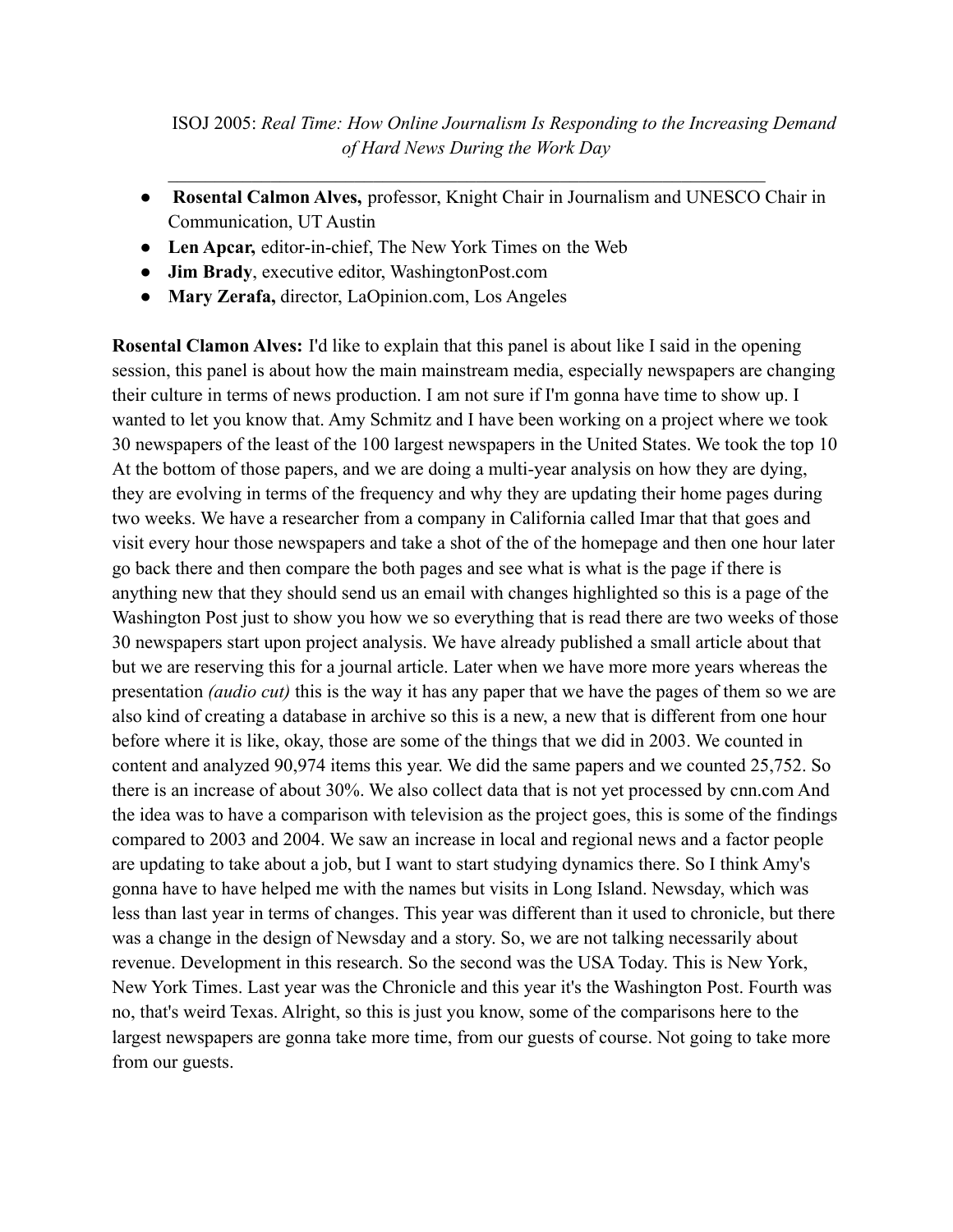ISOJ 2005: *Real Time: How Online Journalism Is Responding to the Increasing Demand of Hard News During the Work Day*

---

- **Rosental Calmon Alves,** professor, Knight Chair in Journalism and UNESCO Chair in Communication, UT Austin
- **Len Apcar,** editor-in-chief, The New York Times on the Web
- **Jim Brady**, executive editor, WashingtonPost.com
- **Mary Zerafa,** director, LaOpinion.com, Los Angeles

**Rosental Clamon Alves:** I'd like to explain that this panel is about like I said in the opening session, this panel is about how the main mainstream media, especially newspapers are changing their culture in terms of news production. I am not sure if I'm gonna have time to show up. I wanted to let you know that. Amy Schmitz and I have been working on a project where we took 30 newspapers of the least of the 100 largest newspapers in the United States. We took the top 10 At the bottom of those papers, and we are doing a multi-year analysis on how they are dying, they are evolving in terms of the frequency and why they are updating their home pages during two weeks. We have a researcher from a company in California called Imar that that goes and visit every hour those newspapers and take a shot of the of the homepage and then one hour later go back there and then compare the both pages and see what is what is the page if there is anything new that they should send us an email with changes highlighted so this is a page of the Washington Post just to show you how we so everything that is read there are two weeks of those 30 newspapers start upon project analysis. We have already published a small article about that but we are reserving this for a journal article. Later when we have more more years whereas the presentation *(audio cut)* this is the way it has any paper that we have the pages of them so we are also kind of creating a database in archive so this is a new, a new that is different from one hour before where it is like, okay, those are some of the things that we did in 2003. We counted in content and analyzed 90,974 items this year. We did the same papers and we counted 25,752. So there is an increase of about 30%. We also collect data that is not yet processed by cnn.com And the idea was to have a comparison with television as the project goes, this is some of the findings compared to 2003 and 2004. We saw an increase in local and regional news and a factor people are updating to take about a job, but I want to start studying dynamics there. So I think Amy's gonna have to have helped me with the names but visits in Long Island. Newsday, which was less than last year in terms of changes. This year was different than it used to chronicle, but there was a change in the design of Newsday and a story. So, we are not talking necessarily about revenue. Development in this research. So the second was the USA Today. This is New York, New York Times. Last year was the Chronicle and this year it's the Washington Post. Fourth was no, that's weird Texas. Alright, so this is just you know, some of the comparisons here to the largest newspapers are gonna take more time, from our guests of course. Not going to take more from our guests.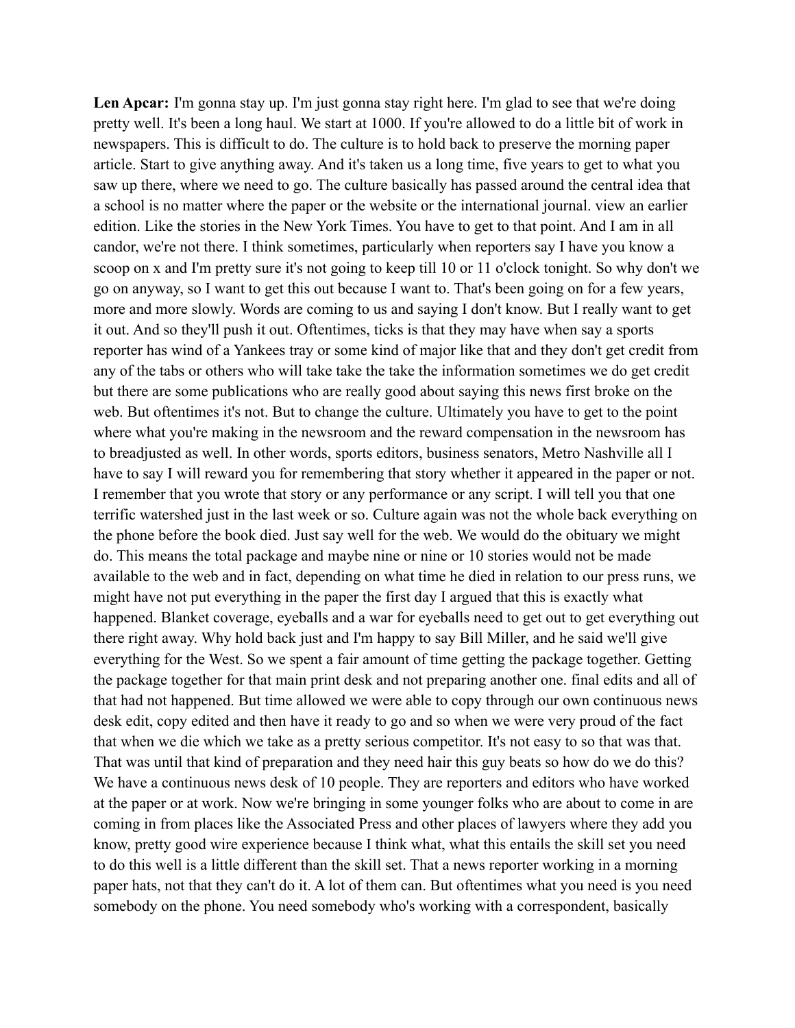**Len Apcar:** I'm gonna stay up. I'm just gonna stay right here. I'm glad to see that we're doing pretty well. It's been a long haul. We start at 1000. If you're allowed to do a little bit of work in newspapers. This is difficult to do. The culture is to hold back to preserve the morning paper article. Start to give anything away. And it's taken us a long time, five years to get to what you saw up there, where we need to go. The culture basically has passed around the central idea that a school is no matter where the paper or the website or the international journal. view an earlier edition. Like the stories in the New York Times. You have to get to that point. And I am in all candor, we're not there. I think sometimes, particularly when reporters say I have you know a scoop on x and I'm pretty sure it's not going to keep till 10 or 11 o'clock tonight. So why don't we go on anyway, so I want to get this out because I want to. That's been going on for a few years, more and more slowly. Words are coming to us and saying I don't know. But I really want to get it out. And so they'll push it out. Oftentimes, ticks is that they may have when say a sports reporter has wind of a Yankees tray or some kind of major like that and they don't get credit from any of the tabs or others who will take take the take the information sometimes we do get credit but there are some publications who are really good about saying this news first broke on the web. But oftentimes it's not. But to change the culture. Ultimately you have to get to the point where what you're making in the newsroom and the reward compensation in the newsroom has to breadjusted as well. In other words, sports editors, business senators, Metro Nashville all I have to say I will reward you for remembering that story whether it appeared in the paper or not. I remember that you wrote that story or any performance or any script. I will tell you that one terrific watershed just in the last week or so. Culture again was not the whole back everything on the phone before the book died. Just say well for the web. We would do the obituary we might do. This means the total package and maybe nine or nine or 10 stories would not be made available to the web and in fact, depending on what time he died in relation to our press runs, we might have not put everything in the paper the first day I argued that this is exactly what happened. Blanket coverage, eyeballs and a war for eyeballs need to get out to get everything out there right away. Why hold back just and I'm happy to say Bill Miller, and he said we'll give everything for the West. So we spent a fair amount of time getting the package together. Getting the package together for that main print desk and not preparing another one. final edits and all of that had not happened. But time allowed we were able to copy through our own continuous news desk edit, copy edited and then have it ready to go and so when we were very proud of the fact that when we die which we take as a pretty serious competitor. It's not easy to so that was that. That was until that kind of preparation and they need hair this guy beats so how do we do this? We have a continuous news desk of 10 people. They are reporters and editors who have worked at the paper or at work. Now we're bringing in some younger folks who are about to come in are coming in from places like the Associated Press and other places of lawyers where they add you know, pretty good wire experience because I think what, what this entails the skill set you need to do this well is a little different than the skill set. That a news reporter working in a morning paper hats, not that they can't do it. A lot of them can. But oftentimes what you need is you need somebody on the phone. You need somebody who's working with a correspondent, basically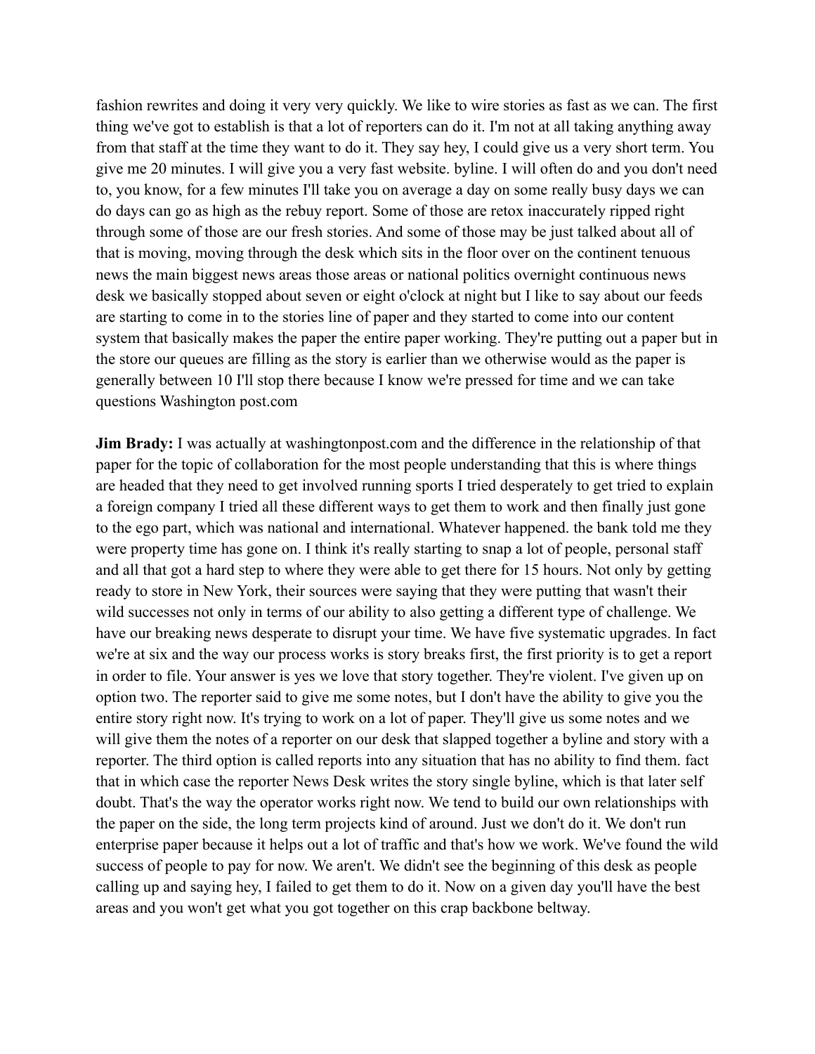fashion rewrites and doing it very very quickly. We like to wire stories as fast as we can. The first thing we've got to establish is that a lot of reporters can do it. I'm not at all taking anything away from that staff at the time they want to do it. They say hey, I could give us a very short term. You give me 20 minutes. I will give you a very fast website. byline. I will often do and you don't need to, you know, for a few minutes I'll take you on average a day on some really busy days we can do days can go as high as the rebuy report. Some of those are retox inaccurately ripped right through some of those are our fresh stories. And some of those may be just talked about all of that is moving, moving through the desk which sits in the floor over on the continent tenuous news the main biggest news areas those areas or national politics overnight continuous news desk we basically stopped about seven or eight o'clock at night but I like to say about our feeds are starting to come in to the stories line of paper and they started to come into our content system that basically makes the paper the entire paper working. They're putting out a paper but in the store our queues are filling as the story is earlier than we otherwise would as the paper is generally between 10 I'll stop there because I know we're pressed for time and we can take questions Washington post.com

**Jim Brady:** I was actually at washingtonpost.com and the difference in the relationship of that paper for the topic of collaboration for the most people understanding that this is where things are headed that they need to get involved running sports I tried desperately to get tried to explain a foreign company I tried all these different ways to get them to work and then finally just gone to the ego part, which was national and international. Whatever happened. the bank told me they were property time has gone on. I think it's really starting to snap a lot of people, personal staff and all that got a hard step to where they were able to get there for 15 hours. Not only by getting ready to store in New York, their sources were saying that they were putting that wasn't their wild successes not only in terms of our ability to also getting a different type of challenge. We have our breaking news desperate to disrupt your time. We have five systematic upgrades. In fact we're at six and the way our process works is story breaks first, the first priority is to get a report in order to file. Your answer is yes we love that story together. They're violent. I've given up on option two. The reporter said to give me some notes, but I don't have the ability to give you the entire story right now. It's trying to work on a lot of paper. They'll give us some notes and we will give them the notes of a reporter on our desk that slapped together a byline and story with a reporter. The third option is called reports into any situation that has no ability to find them. fact that in which case the reporter News Desk writes the story single byline, which is that later self doubt. That's the way the operator works right now. We tend to build our own relationships with the paper on the side, the long term projects kind of around. Just we don't do it. We don't run enterprise paper because it helps out a lot of traffic and that's how we work. We've found the wild success of people to pay for now. We aren't. We didn't see the beginning of this desk as people calling up and saying hey, I failed to get them to do it. Now on a given day you'll have the best areas and you won't get what you got together on this crap backbone beltway.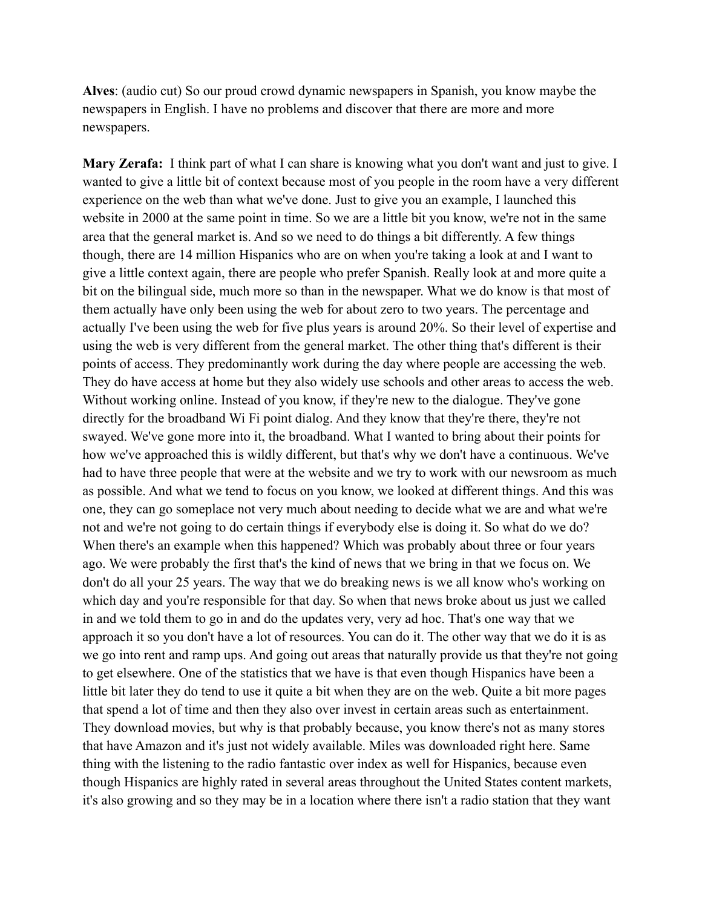**Alves**: (audio cut) So our proud crowd dynamic newspapers in Spanish, you know maybe the newspapers in English. I have no problems and discover that there are more and more newspapers.

**Mary Zerafa:** I think part of what I can share is knowing what you don't want and just to give. I wanted to give a little bit of context because most of you people in the room have a very different experience on the web than what we've done. Just to give you an example, I launched this website in 2000 at the same point in time. So we are a little bit you know, we're not in the same area that the general market is. And so we need to do things a bit differently. A few things though, there are 14 million Hispanics who are on when you're taking a look at and I want to give a little context again, there are people who prefer Spanish. Really look at and more quite a bit on the bilingual side, much more so than in the newspaper. What we do know is that most of them actually have only been using the web for about zero to two years. The percentage and actually I've been using the web for five plus years is around 20%. So their level of expertise and using the web is very different from the general market. The other thing that's different is their points of access. They predominantly work during the day where people are accessing the web. They do have access at home but they also widely use schools and other areas to access the web. Without working online. Instead of you know, if they're new to the dialogue. They've gone directly for the broadband Wi Fi point dialog. And they know that they're there, they're not swayed. We've gone more into it, the broadband. What I wanted to bring about their points for how we've approached this is wildly different, but that's why we don't have a continuous. We've had to have three people that were at the website and we try to work with our newsroom as much as possible. And what we tend to focus on you know, we looked at different things. And this was one, they can go someplace not very much about needing to decide what we are and what we're not and we're not going to do certain things if everybody else is doing it. So what do we do? When there's an example when this happened? Which was probably about three or four years ago. We were probably the first that's the kind of news that we bring in that we focus on. We don't do all your 25 years. The way that we do breaking news is we all know who's working on which day and you're responsible for that day. So when that news broke about us just we called in and we told them to go in and do the updates very, very ad hoc. That's one way that we approach it so you don't have a lot of resources. You can do it. The other way that we do it is as we go into rent and ramp ups. And going out areas that naturally provide us that they're not going to get elsewhere. One of the statistics that we have is that even though Hispanics have been a little bit later they do tend to use it quite a bit when they are on the web. Quite a bit more pages that spend a lot of time and then they also over invest in certain areas such as entertainment. They download movies, but why is that probably because, you know there's not as many stores that have Amazon and it's just not widely available. Miles was downloaded right here. Same thing with the listening to the radio fantastic over index as well for Hispanics, because even though Hispanics are highly rated in several areas throughout the United States content markets, it's also growing and so they may be in a location where there isn't a radio station that they want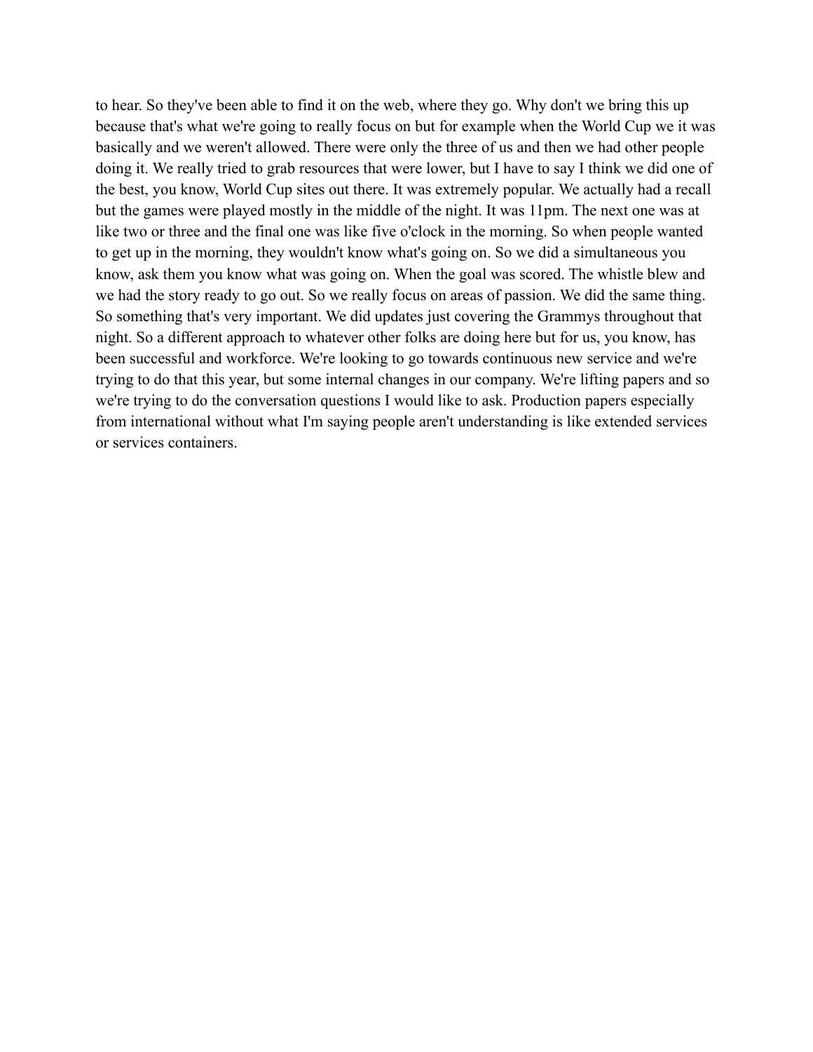to hear. So they've been able to find it on the web, where they go. Why don't we bring this up because that's what we're going to really focus on but for example when the World Cup we it was basically and we weren't allowed. There were only the three of us and then we had other people doing it. We really tried to grab resources that were lower, but I have to say I think we did one of the best, you know, World Cup sites out there. It was extremely popular. We actually had a recall but the games were played mostly in the middle of the night. It was 11pm. The next one was at like two or three and the final one was like five o'clock in the morning. So when people wanted to get up in the morning, they wouldn't know what's going on. So we did a simultaneous you know, ask them you know what was going on. When the goal was scored. The whistle blew and we had the story ready to go out. So we really focus on areas of passion. We did the same thing. So something that's very important. We did updates just covering the Grammys throughout that night. So a different approach to whatever other folks are doing here but for us, you know, has been successful and workforce. We're looking to go towards continuous new service and we're trying to do that this year, but some internal changes in our company. We're lifting papers and so we're trying to do the conversation questions I would like to ask. Production papers especially from international without what I'm saying people aren't understanding is like extended services or services containers.